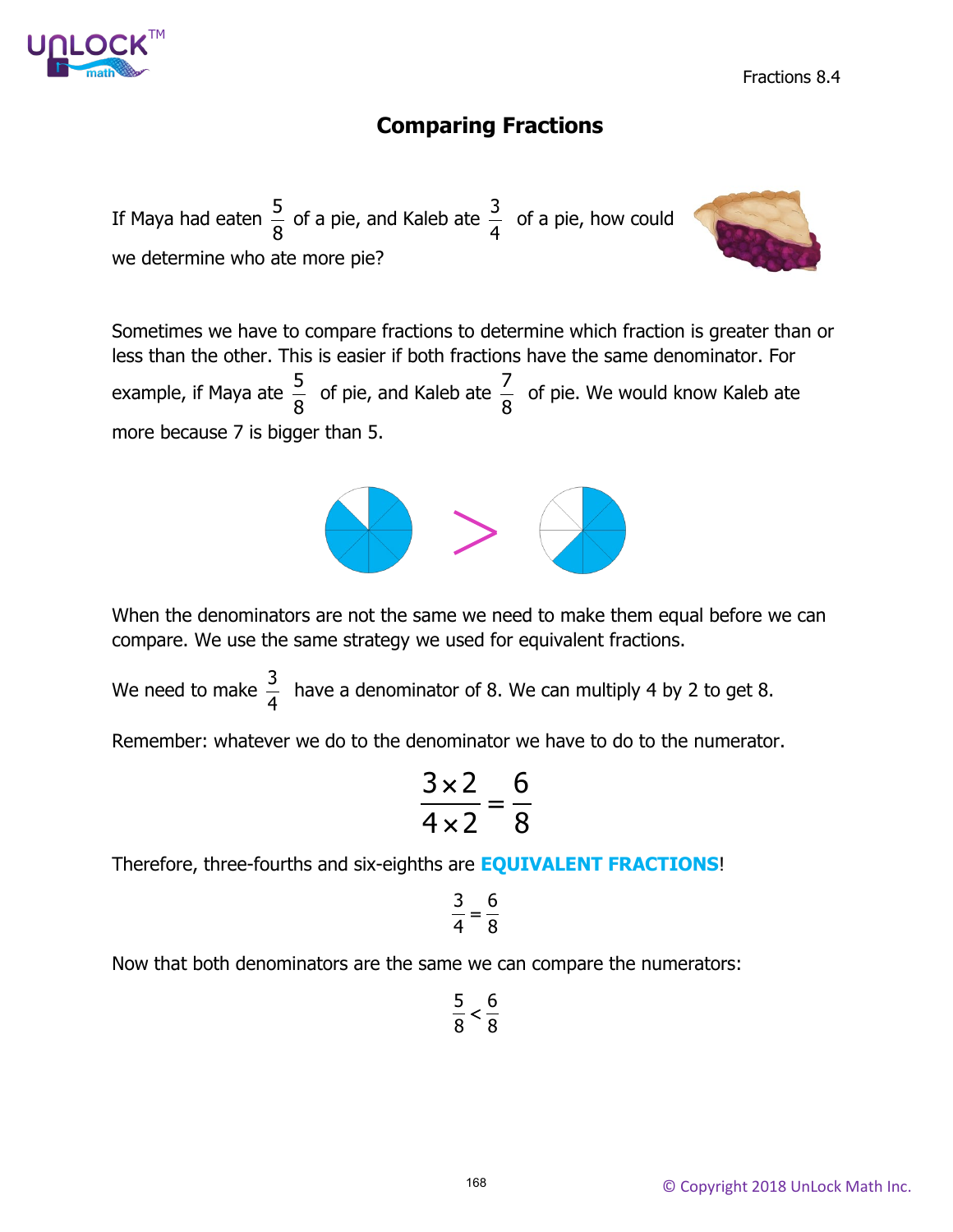# Comparing Fractions

If Maya had eaten $\frac{5}{8}$ of a pie, and Kaleb ate $\frac{3}{4}$ of a pie, how could we determine who ate more pie?

Sometimes we have to compare fractions to determine which fraction is greater than or less than the other. This is easier if both fractions have the same denominator. For example, if Maya ate $\frac{5}{8}$ of pie, and Kaleb ate $\frac{7}{8}$ of pie. We would know Kaleb ate more because 7 is bigger than 5.

When the denominators are not the same we need to make them equal before we can compare. We use the same strategy we used for equivalent fractions.

We need to make $\frac{3}{4}$ have a denominator of 8. We can multiply 4 by 2 to get 8.

Remember: whatever we do to the denominator we have to do to the numerator.

$$\frac{3 \times 2}{4 \times 2} = \frac{6}{8}$$

Therefore, three-fourths and six-eighths are **EQUIVALENT FRACTIONS**!

$$\frac{3}{4} = \frac{6}{8}$$

Now that both denominators are the same we can compare the numerators:

$$\frac{5}{8} < \frac{6}{8}$$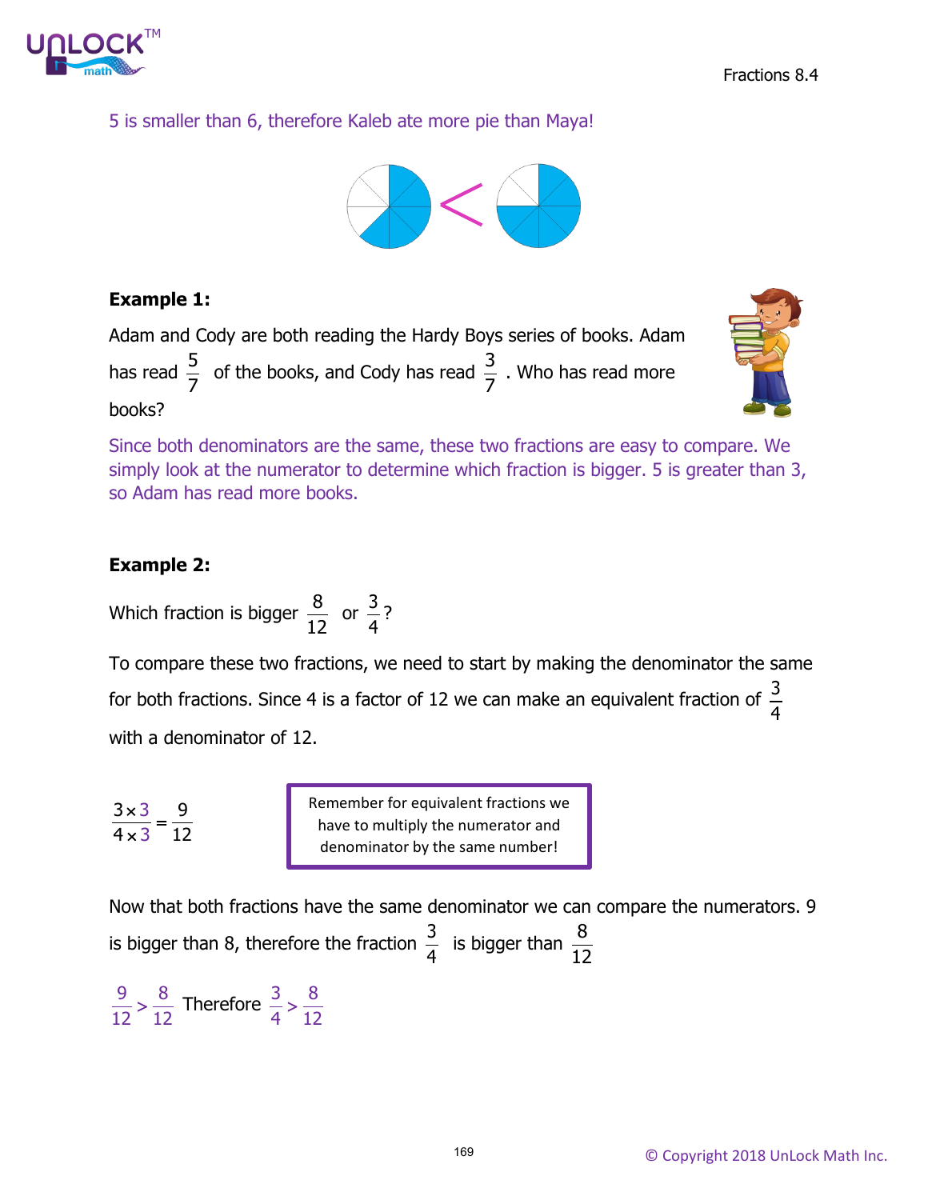5 is smaller than 6, therefore Kaleb ate more pie than Maya!

**Example 1:**

Adam and Cody are both reading the Hardy Boys series of books. Adam has read $\frac{5}{7}$ of the books, and Cody has read $\frac{3}{7}$. Who has read more books?

Since both denominators are the same, these two fractions are easy to compare. We simply look at the numerator to determine which fraction is bigger. 5 is greater than 3, so Adam has read more books.

**Example 2:**

Which fraction is bigger $\frac{8}{12}$ or $\frac{3}{4}$?

To compare these two fractions, we need to start by making the denominator the same for both fractions. Since 4 is a factor of 12 we can make an equivalent fraction of $\frac{3}{4}$ with a denominator of 12.

$$\frac{3 \times 3}{4 \times 3} = \frac{9}{12}$$

> Remember for equivalent fractions we have to multiply the numerator and denominator by the same number!

Now that both fractions have the same denominator we can compare the numerators. 9 is bigger than 8, therefore the fraction $\frac{3}{4}$ is bigger than $\frac{8}{12}$

$\frac{9}{12} > \frac{8}{12}$ Therefore $\frac{3}{4} > \frac{8}{12}$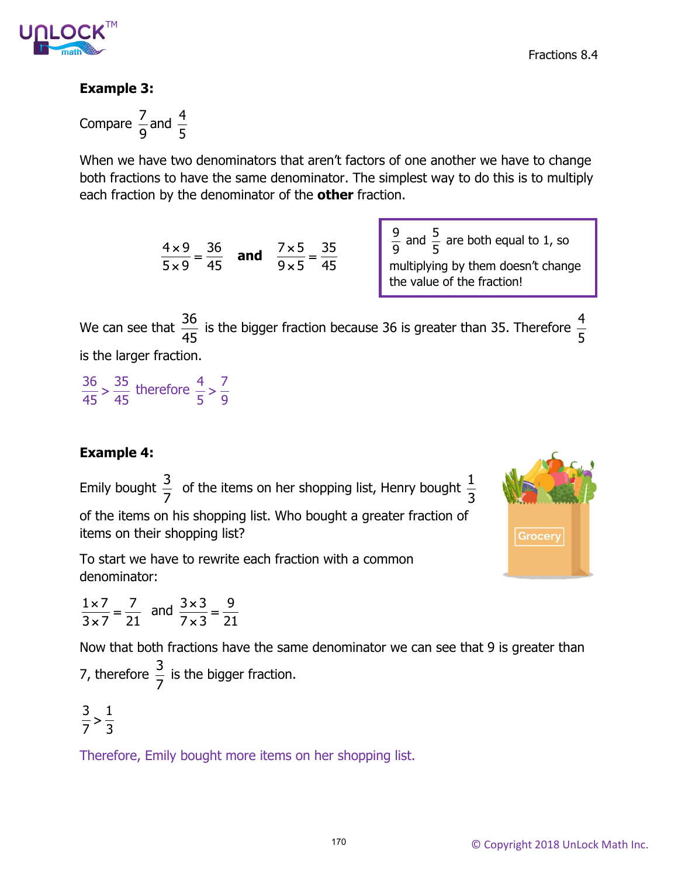**Example 3:**

Compare $\frac{7}{9}$ and $\frac{4}{5}$

When we have two denominators that aren't factors of one another we have to change both fractions to have the same denominator. The simplest way to do this is to multiply each fraction by the denominator of the **other** fraction.

$$\frac{4 \times 9}{5 \times 9} = \frac{36}{45} \quad \textbf{and} \quad \frac{7 \times 5}{9 \times 5} = \frac{35}{45}$$

> $\frac{9}{9}$ and $\frac{5}{5}$ are both equal to 1, so multiplying by them doesn't change the value of the fraction!

We can see that $\frac{36}{45}$ is the bigger fraction because 36 is greater than 35. Therefore $\frac{4}{5}$ is the larger fraction.

$\frac{36}{45} > \frac{35}{45}$ therefore $\frac{4}{5} > \frac{7}{9}$

**Example 4:**

Emily bought $\frac{3}{7}$ of the items on her shopping list, Henry bought $\frac{1}{3}$ of the items on his shopping list. Who bought a greater fraction of items on their shopping list?

To start we have to rewrite each fraction with a common denominator:

$$\frac{1 \times 7}{3 \times 7} = \frac{7}{21} \quad \text{and} \quad \frac{3 \times 3}{7 \times 3} = \frac{9}{21}$$

Now that both fractions have the same denominator we can see that 9 is greater than 7, therefore $\frac{3}{7}$ is the bigger fraction.

$$\frac{3}{7} > \frac{1}{3}$$

Therefore, Emily bought more items on her shopping list.